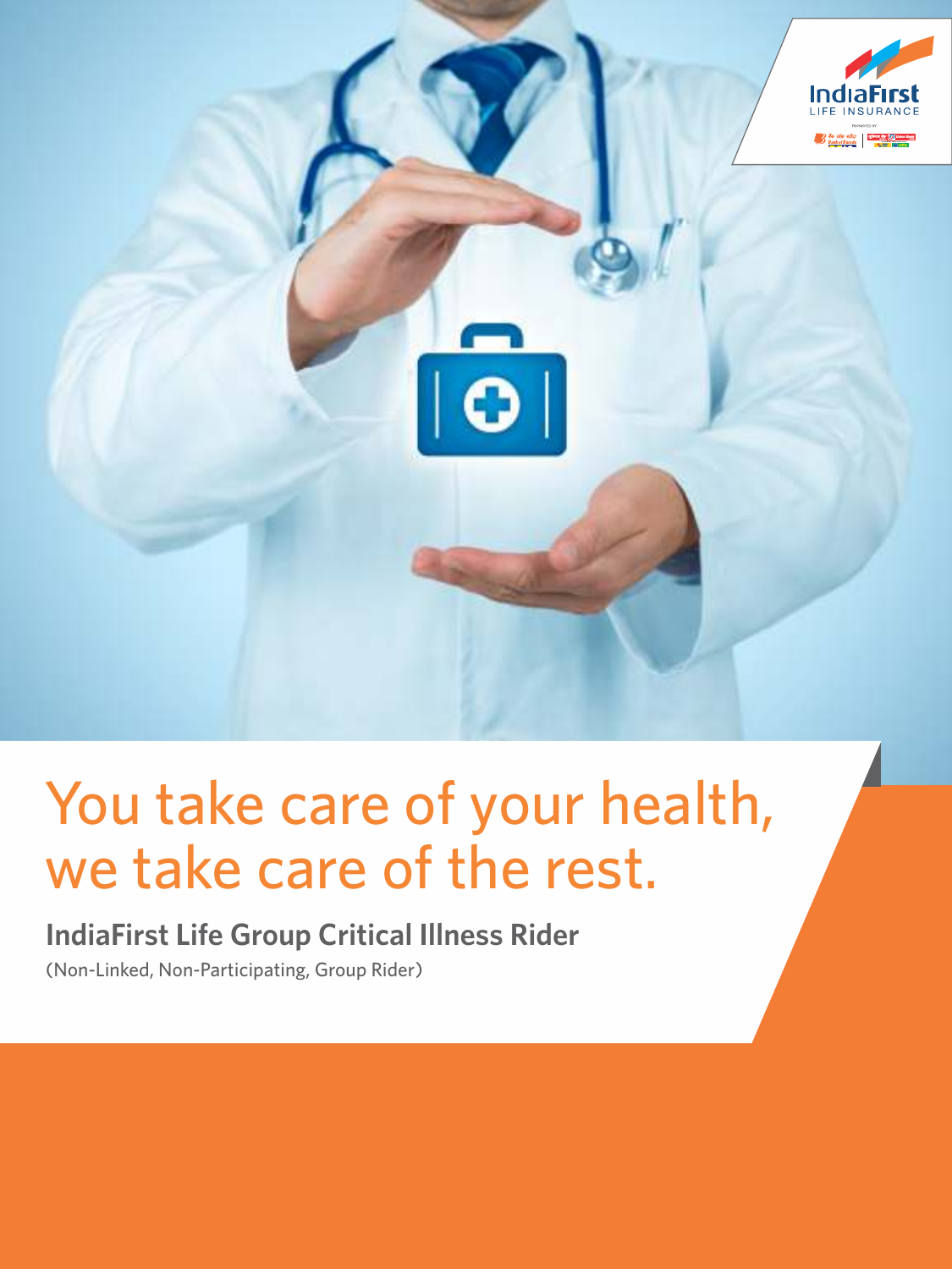# You take care of your health, we take care of the rest.

## IndiaFirst Life Group Critical Illness Rider

(Non-Linked, Non-Participating, Group Rider)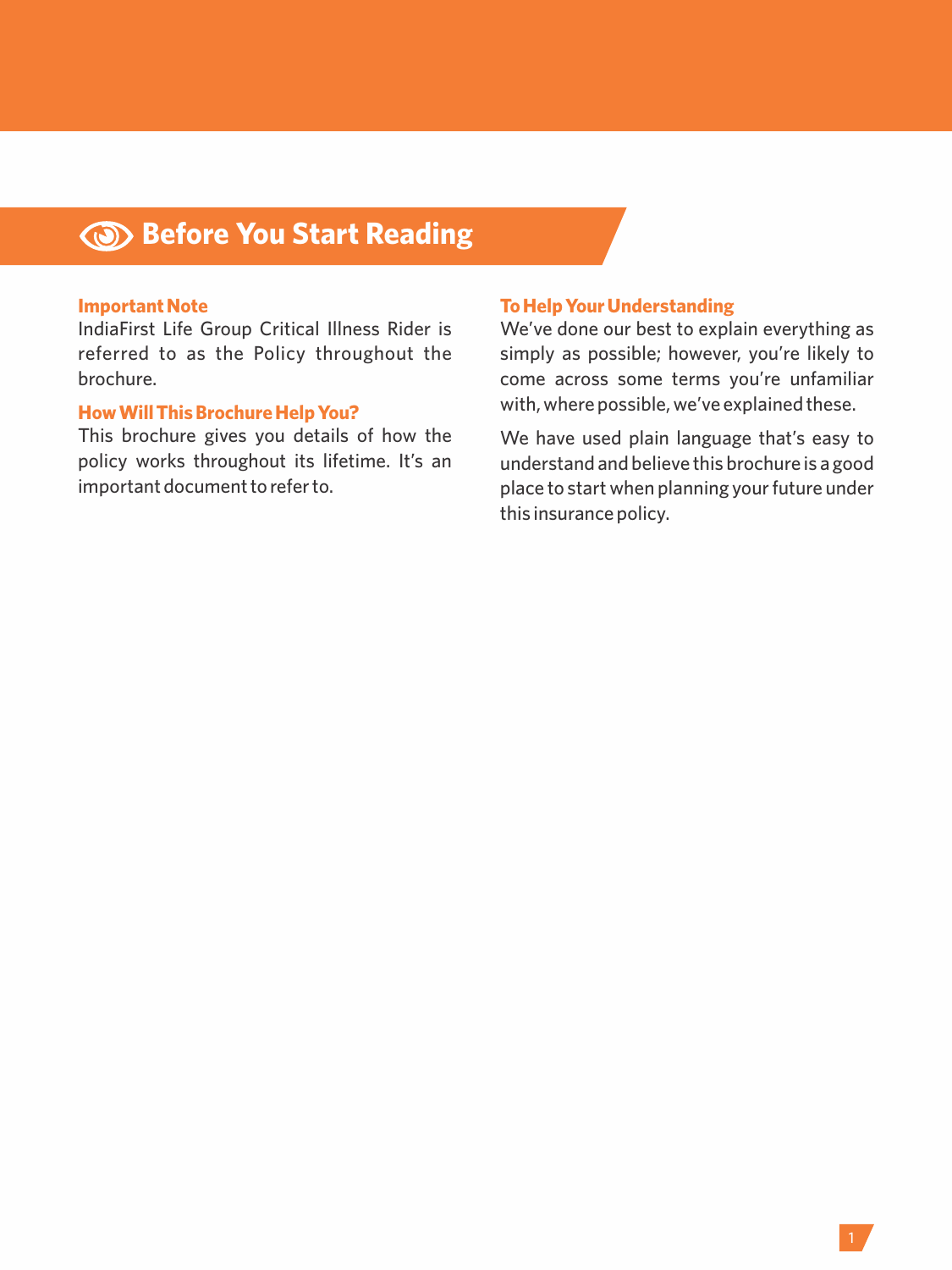# Before You Start Reading

### Important Note

IndiaFirst Life Group Critical Illness Rider is referred to as the Policy throughout the brochure.

### How Will This Brochure Help You?

This brochure gives you details of how the policy works throughout its lifetime. It's an important document to refer to.

### To Help Your Understanding

We've done our best to explain everything as simply as possible; however, you're likely to come across some terms you're unfamiliar with, where possible, we've explained these.

We have used plain language that's easy to understand and believe this brochure is a good place to start when planning your future under this insurance policy.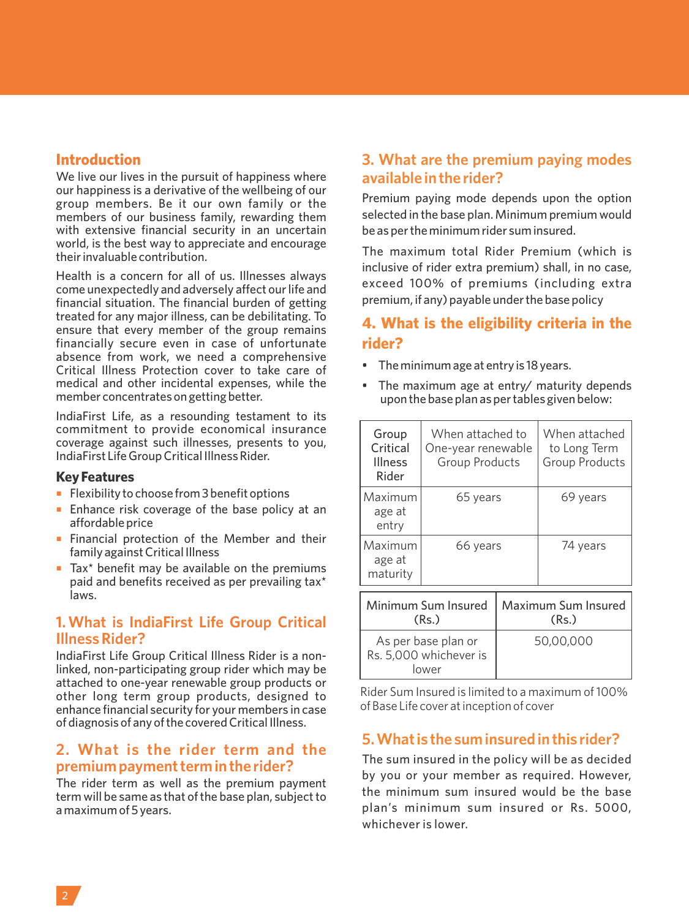## Introduction

We live our lives in the pursuit of happiness where our happiness is a derivative of the wellbeing of our group members. Be it our own family or the members of our business family, rewarding them with extensive financial security in an uncertain world, is the best way to appreciate and encourage their invaluable contribution.

Health is a concern for all of us. Illnesses always come unexpectedly and adversely affect our life and financial situation. The financial burden of getting treated for any major illness, can be debilitating. To ensure that every member of the group remains financially secure even in case of unfortunate absence from work, we need a comprehensive Critical Illness Protection cover to take care of medical and other incidental expenses, while the member concentrates on getting better.

IndiaFirst Life, as a resounding testament to its commitment to provide economical insurance coverage against such illnesses, presents to you, IndiaFirst Life Group Critical Illness Rider.

### Key Features

- Flexibility to choose from 3 benefit options
- Enhance risk coverage of the base policy at an affordable price
- Financial protection of the Member and their family against Critical Illness
- Tax* benefit may be available on the premiums paid and benefits received as per prevailing tax* laws.

## 1. What is IndiaFirst Life Group Critical Illness Rider?

IndiaFirst Life Group Critical Illness Rider is a non-linked, non-participating group rider which may be attached to one-year renewable group products or other long term group products, designed to enhance financial security for your members in case of diagnosis of any of the covered Critical Illness.

## 2. What is the rider term and the premium payment term in the rider?

The rider term as well as the premium payment term will be same as that of the base plan, subject to a maximum of 5 years.

## 3. What are the premium paying modes available in the rider?

Premium paying mode depends upon the option selected in the base plan. Minimum premium would be as per the minimum rider sum insured.

The maximum total Rider Premium (which is inclusive of rider extra premium) shall, in no case, exceed 100% of premiums (including extra premium, if any) payable under the base policy

## 4. What is the eligibility criteria in the rider?

- The minimum age at entry is 18 years.
- The maximum age at entry/ maturity depends upon the base plan as per tables given below:

| Group Critical Illness Rider | When attached to One-year renewable Group Products | When attached to Long Term Group Products |
|---|---|---|
| Maximum age at entry | 65 years | 69 years |
| Maximum age at maturity | 66 years | 74 years |

| Minimum Sum Insured (Rs.) | Maximum Sum Insured (Rs.) |
|---|---|
| As per base plan or Rs. 5,000 whichever is lower | 50,00,000 |

Rider Sum Insured is limited to a maximum of 100% of Base Life cover at inception of cover

## 5. What is the sum insured in this rider?

The sum insured in the policy will be as decided by you or your member as required. However, the minimum sum insured would be the base plan's minimum sum insured or Rs. 5000, whichever is lower.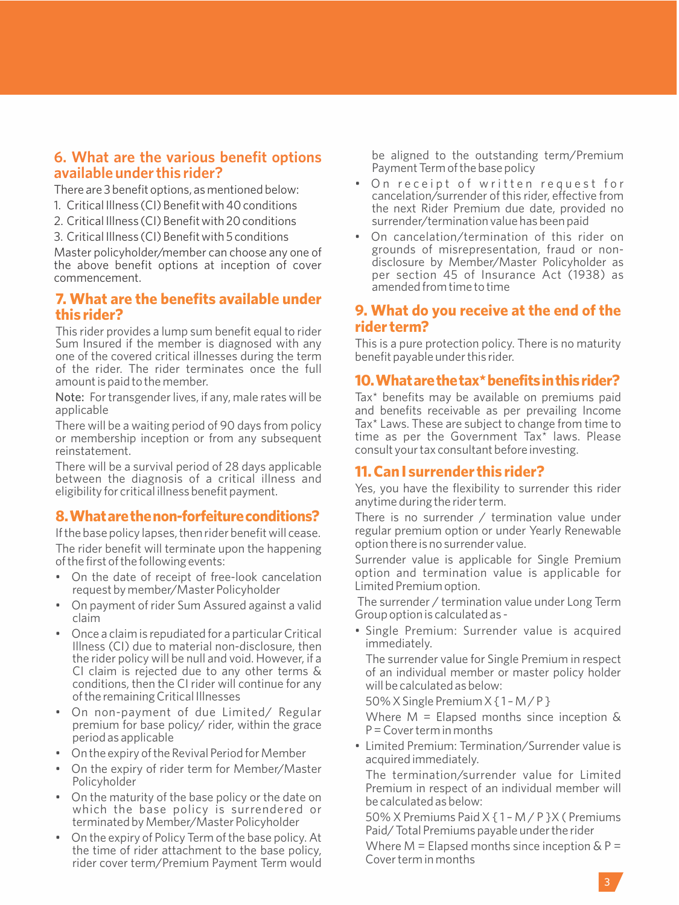## 6. What are the various benefit options available under this rider?

There are 3 benefit options, as mentioned below:

1. Critical Illness (CI) Benefit with 40 conditions
2. Critical Illness (CI) Benefit with 20 conditions
3. Critical Illness (CI) Benefit with 5 conditions

Master policyholder/member can choose any one of the above benefit options at inception of cover commencement.

## 7. What are the benefits available under this rider?

This rider provides a lump sum benefit equal to rider Sum Insured if the member is diagnosed with any one of the covered critical illnesses during the term of the rider. The rider terminates once the full amount is paid to the member.

Note: For transgender lives, if any, male rates will be applicable

There will be a waiting period of 90 days from policy or membership inception or from any subsequent reinstatement.

There will be a survival period of 28 days applicable between the diagnosis of a critical illness and eligibility for critical illness benefit payment.

## 8. What are the non-forfeiture conditions?

If the base policy lapses, then rider benefit will cease.

The rider benefit will terminate upon the happening of the first of the following events:

- On the date of receipt of free-look cancelation request by member/Master Policyholder
- On payment of rider Sum Assured against a valid claim
- Once a claim is repudiated for a particular Critical Illness (CI) due to material non-disclosure, then the rider policy will be null and void. However, if a CI claim is rejected due to any other terms & conditions, then the CI rider will continue for any of the remaining Critical Illnesses
- On non-payment of due Limited/ Regular premium for base policy/ rider, within the grace period as applicable
- On the expiry of the Revival Period for Member
- On the expiry of rider term for Member/Master Policyholder
- On the maturity of the base policy or the date on which the base policy is surrendered or terminated by Member/Master Policyholder
- On the expiry of Policy Term of the base policy. At the time of rider attachment to the base policy, rider cover term/Premium Payment Term would be aligned to the outstanding term/Premium Payment Term of the base policy
- On receipt of written request for cancelation/surrender of this rider, effective from the next Rider Premium due date, provided no surrender/termination value has been paid
- On cancelation/termination of this rider on grounds of misrepresentation, fraud or non-disclosure by Member/Master Policyholder as per section 45 of Insurance Act (1938) as amended from time to time

## 9. What do you receive at the end of the rider term?

This is a pure protection policy. There is no maturity benefit payable under this rider.

## 10. What are the tax* benefits in this rider?

Tax* benefits may be available on premiums paid and benefits receivable as per prevailing Income Tax* Laws. These are subject to change from time to time as per the Government Tax* laws. Please consult your tax consultant before investing.

## 11. Can I surrender this rider?

Yes, you have the flexibility to surrender this rider anytime during the rider term.

There is no surrender / termination value under regular premium option or under Yearly Renewable option there is no surrender value.

Surrender value is applicable for Single Premium option and termination value is applicable for Limited Premium option.

The surrender / termination value under Long Term Group option is calculated as -

- Single Premium: Surrender value is acquired immediately.

  The surrender value for Single Premium in respect of an individual member or master policy holder will be calculated as below:

  50% X Single Premium X { 1 – M / P }

  Where M = Elapsed months since inception & P = Cover term in months

- Limited Premium: Termination/Surrender value is acquired immediately.

  The termination/surrender value for Limited Premium in respect of an individual member will be calculated as below:

  50% X Premiums Paid X { 1 – M / P }X ( Premiums Paid/ Total Premiums payable under the rider

  Where M = Elapsed months since inception & P = Cover term in months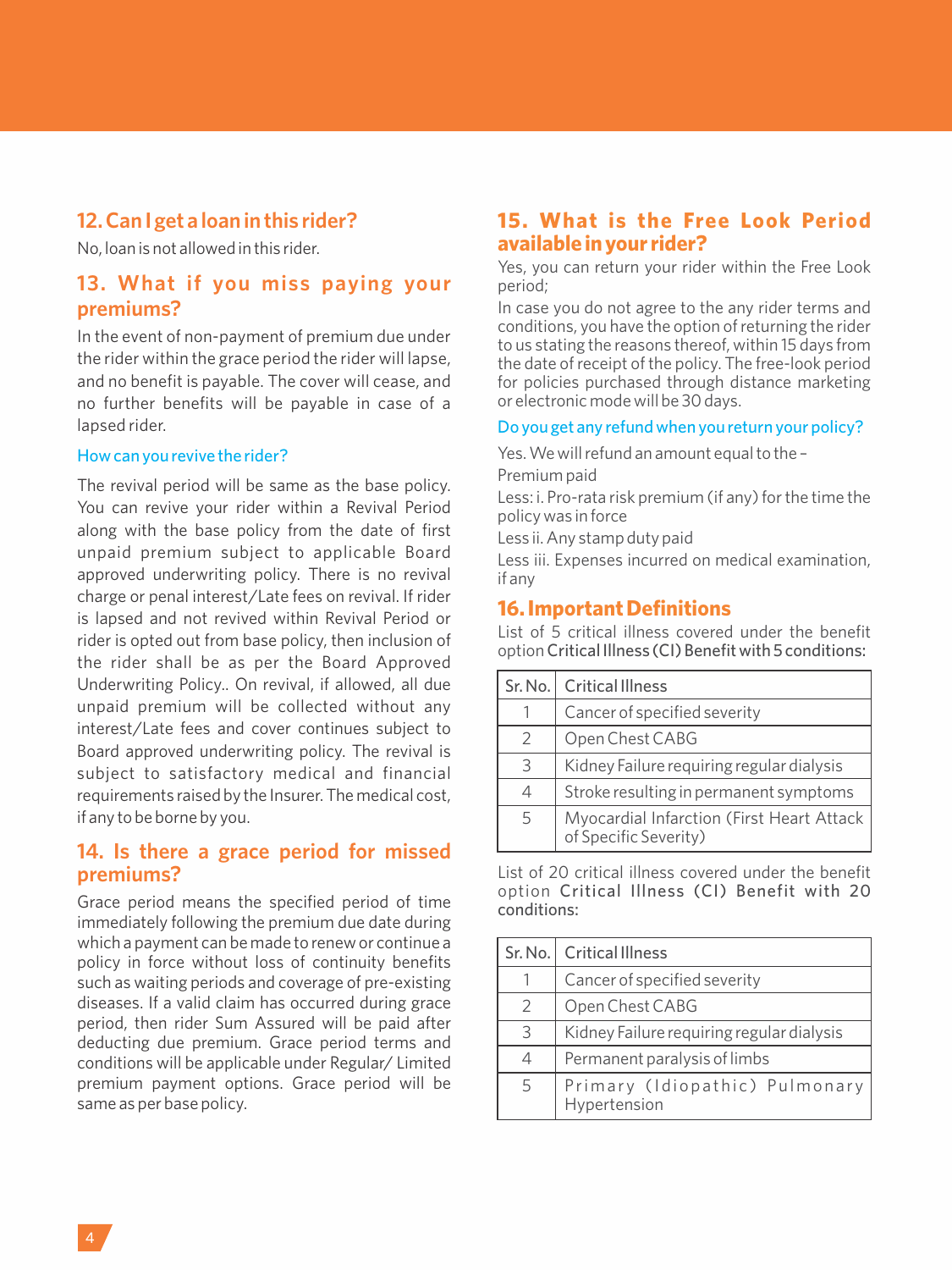## 12. Can I get a loan in this rider?

No, loan is not allowed in this rider.

## 13. What if you miss paying your premiums?

In the event of non-payment of premium due under the rider within the grace period the rider will lapse, and no benefit is payable. The cover will cease, and no further benefits will be payable in case of a lapsed rider.

### How can you revive the rider?

The revival period will be same as the base policy. You can revive your rider within a Revival Period along with the base policy from the date of first unpaid premium subject to applicable Board approved underwriting policy. There is no revival charge or penal interest/Late fees on revival. If rider is lapsed and not revived within Revival Period or rider is opted out from base policy, then inclusion of the rider shall be as per the Board Approved Underwriting Policy.. On revival, if allowed, all due unpaid premium will be collected without any interest/Late fees and cover continues subject to Board approved underwriting policy. The revival is subject to satisfactory medical and financial requirements raised by the Insurer. The medical cost, if any to be borne by you.

## 14. Is there a grace period for missed premiums?

Grace period means the specified period of time immediately following the premium due date during which a payment can be made to renew or continue a policy in force without loss of continuity benefits such as waiting periods and coverage of pre-existing diseases. If a valid claim has occurred during grace period, then rider Sum Assured will be paid after deducting due premium. Grace period terms and conditions will be applicable under Regular/ Limited premium payment options. Grace period will be same as per base policy.

## 15. What is the Free Look Period available in your rider?

Yes, you can return your rider within the Free Look period;

In case you do not agree to the any rider terms and conditions, you have the option of returning the rider to us stating the reasons thereof, within 15 days from the date of receipt of the policy. The free-look period for policies purchased through distance marketing or electronic mode will be 30 days.

### Do you get any refund when you return your policy?

Yes. We will refund an amount equal to the –

Premium paid

Less: i. Pro-rata risk premium (if any) for the time the policy was in force

Less ii. Any stamp duty paid

Less iii. Expenses incurred on medical examination, if any

## 16. Important Definitions

List of 5 critical illness covered under the benefit option **Critical Illness (CI) Benefit with 5 conditions:**

| Sr. No. | Critical Illness |
|---|---|
| 1 | Cancer of specified severity |
| 2 | Open Chest CABG |
| 3 | Kidney Failure requiring regular dialysis |
| 4 | Stroke resulting in permanent symptoms |
| 5 | Myocardial Infarction (First Heart Attack of Specific Severity) |

List of 20 critical illness covered under the benefit option **Critical Illness (CI) Benefit with 20 conditions:**

| Sr. No. | Critical Illness |
|---|---|
| 1 | Cancer of specified severity |
| 2 | Open Chest CABG |
| 3 | Kidney Failure requiring regular dialysis |
| 4 | Permanent paralysis of limbs |
| 5 | Primary (Idiopathic) Pulmonary Hypertension |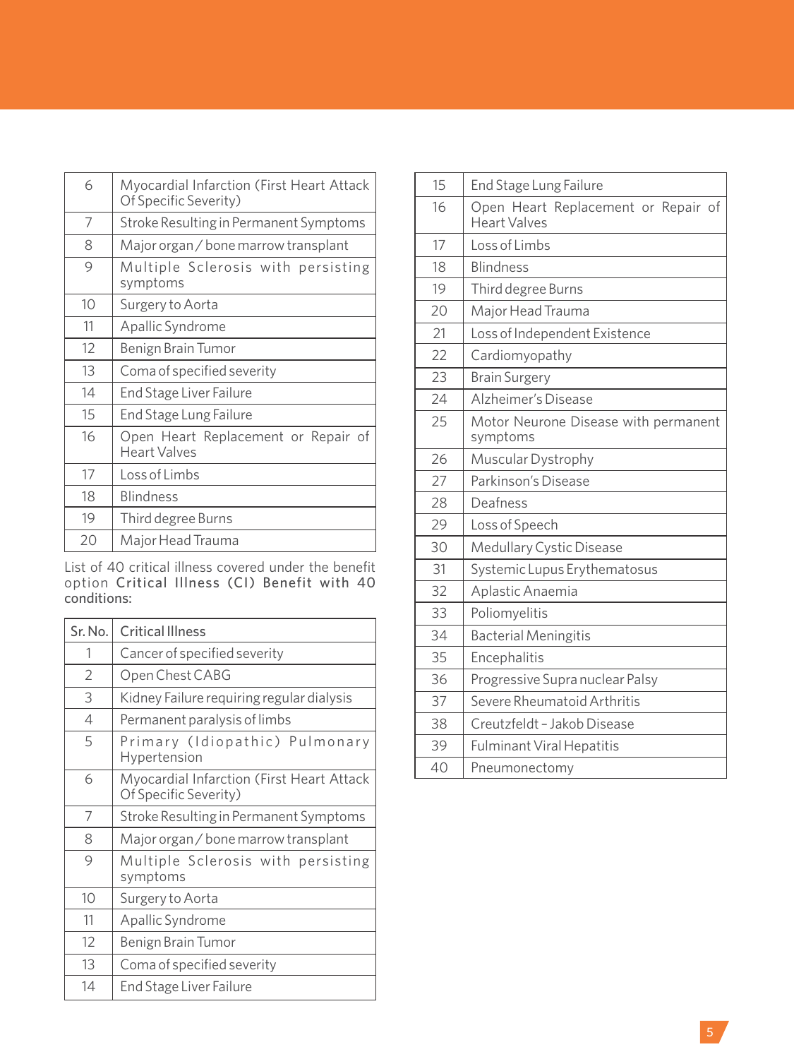| | |
|---|---|
| 6 | Myocardial Infarction (First Heart Attack Of Specific Severity) |
| 7 | Stroke Resulting in Permanent Symptoms |
| 8 | Major organ / bone marrow transplant |
| 9 | Multiple Sclerosis with persisting symptoms |
| 10 | Surgery to Aorta |
| 11 | Apallic Syndrome |
| 12 | Benign Brain Tumor |
| 13 | Coma of specified severity |
| 14 | End Stage Liver Failure |
| 15 | End Stage Lung Failure |
| 16 | Open Heart Replacement or Repair of Heart Valves |
| 17 | Loss of Limbs |
| 18 | Blindness |
| 19 | Third degree Burns |
| 20 | Major Head Trauma |

List of 40 critical illness covered under the benefit option **Critical Illness (CI) Benefit with 40 conditions:**

| Sr. No. | Critical Illness |
|---|---|
| 1 | Cancer of specified severity |
| 2 | Open Chest CABG |
| 3 | Kidney Failure requiring regular dialysis |
| 4 | Permanent paralysis of limbs |
| 5 | Primary (Idiopathic) Pulmonary Hypertension |
| 6 | Myocardial Infarction (First Heart Attack Of Specific Severity) |
| 7 | Stroke Resulting in Permanent Symptoms |
| 8 | Major organ / bone marrow transplant |
| 9 | Multiple Sclerosis with persisting symptoms |
| 10 | Surgery to Aorta |
| 11 | Apallic Syndrome |
| 12 | Benign Brain Tumor |
| 13 | Coma of specified severity |
| 14 | End Stage Liver Failure |
| 15 | End Stage Lung Failure |
| 16 | Open Heart Replacement or Repair of Heart Valves |
| 17 | Loss of Limbs |
| 18 | Blindness |
| 19 | Third degree Burns |
| 20 | Major Head Trauma |
| 21 | Loss of Independent Existence |
| 22 | Cardiomyopathy |
| 23 | Brain Surgery |
| 24 | Alzheimer's Disease |
| 25 | Motor Neurone Disease with permanent symptoms |
| 26 | Muscular Dystrophy |
| 27 | Parkinson's Disease |
| 28 | Deafness |
| 29 | Loss of Speech |
| 30 | Medullary Cystic Disease |
| 31 | Systemic Lupus Erythematosus |
| 32 | Aplastic Anaemia |
| 33 | Poliomyelitis |
| 34 | Bacterial Meningitis |
| 35 | Encephalitis |
| 36 | Progressive Supra nuclear Palsy |
| 37 | Severe Rheumatoid Arthritis |
| 38 | Creutzfeldt - Jakob Disease |
| 39 | Fulminant Viral Hepatitis |
| 40 | Pneumonectomy |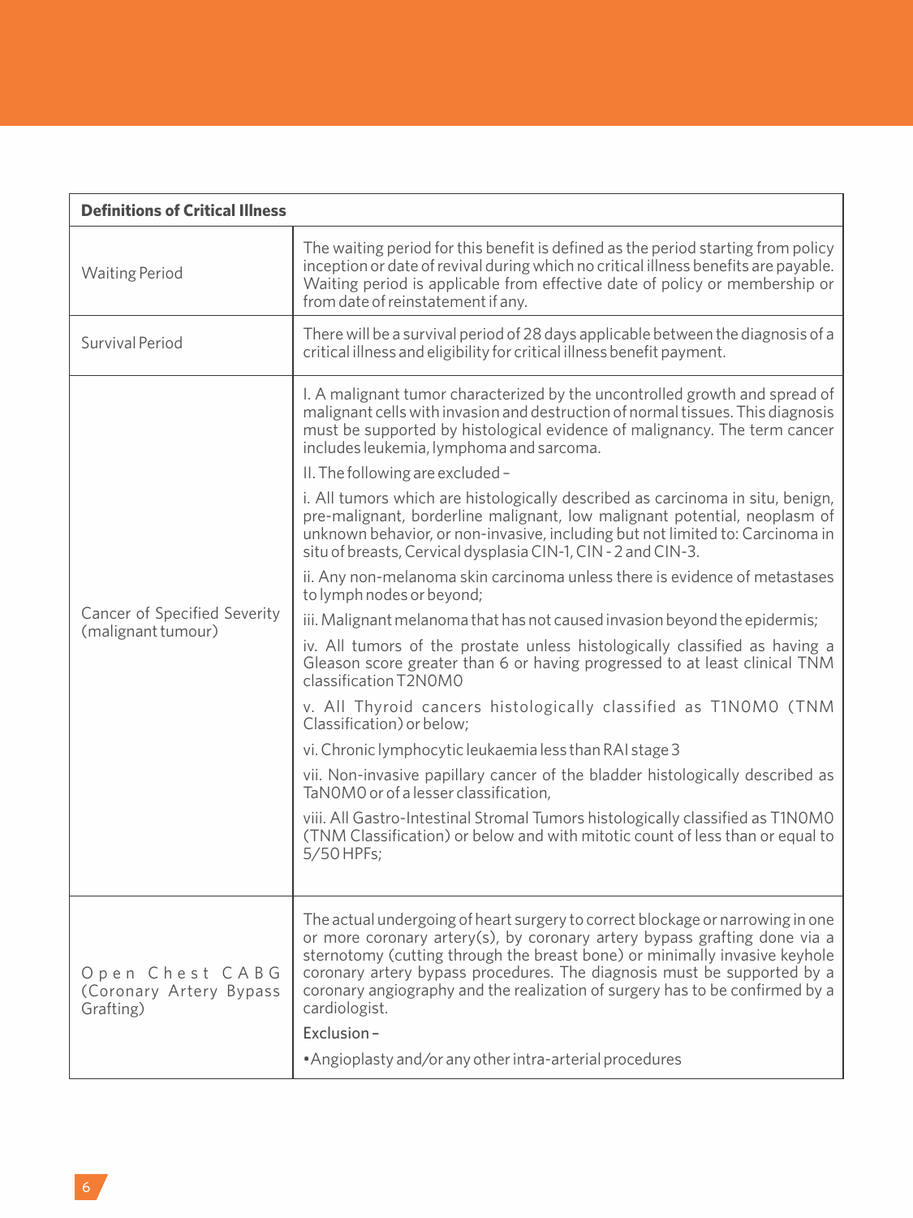| Definitions of Critical Illness | |
|---|---|
| Waiting Period | The waiting period for this benefit is defined as the period starting from policy inception or date of revival during which no critical illness benefits are payable. Waiting period is applicable from effective date of policy or membership or from date of reinstatement if any. |
| Survival Period | There will be a survival period of 28 days applicable between the diagnosis of a critical illness and eligibility for critical illness benefit payment. |
| Cancer of Specified Severity (malignant tumour) | I. A malignant tumor characterized by the uncontrolled growth and spread of malignant cells with invasion and destruction of normal tissues. This diagnosis must be supported by histological evidence of malignancy. The term cancer includes leukemia, lymphoma and sarcoma.<br><br>II. The following are excluded –<br><br>i. All tumors which are histologically described as carcinoma in situ, benign, pre-malignant, borderline malignant, low malignant potential, neoplasm of unknown behavior, or non-invasive, including but not limited to: Carcinoma in situ of breasts, Cervical dysplasia CIN-1, CIN - 2 and CIN-3.<br><br>ii. Any non-melanoma skin carcinoma unless there is evidence of metastases to lymph nodes or beyond;<br><br>iii. Malignant melanoma that has not caused invasion beyond the epidermis;<br><br>iv. All tumors of the prostate unless histologically classified as having a Gleason score greater than 6 or having progressed to at least clinical TNM classification T2N0M0<br><br>v. All Thyroid cancers histologically classified as T1N0M0 (TNM Classification) or below;<br><br>vi. Chronic lymphocytic leukaemia less than RAI stage 3<br><br>vii. Non-invasive papillary cancer of the bladder histologically described as TaN0M0 or of a lesser classification,<br><br>viii. All Gastro-Intestinal Stromal Tumors histologically classified as T1N0M0 (TNM Classification) or below and with mitotic count of less than or equal to 5/50 HPFs; |
| Open Chest CABG (Coronary Artery Bypass Grafting) | The actual undergoing of heart surgery to correct blockage or narrowing in one or more coronary artery(s), by coronary artery bypass grafting done via a sternotomy (cutting through the breast bone) or minimally invasive keyhole coronary artery bypass procedures. The diagnosis must be supported by a coronary angiography and the realization of surgery has to be confirmed by a cardiologist.<br><br>Exclusion –<br><br>• Angioplasty and/or any other intra-arterial procedures |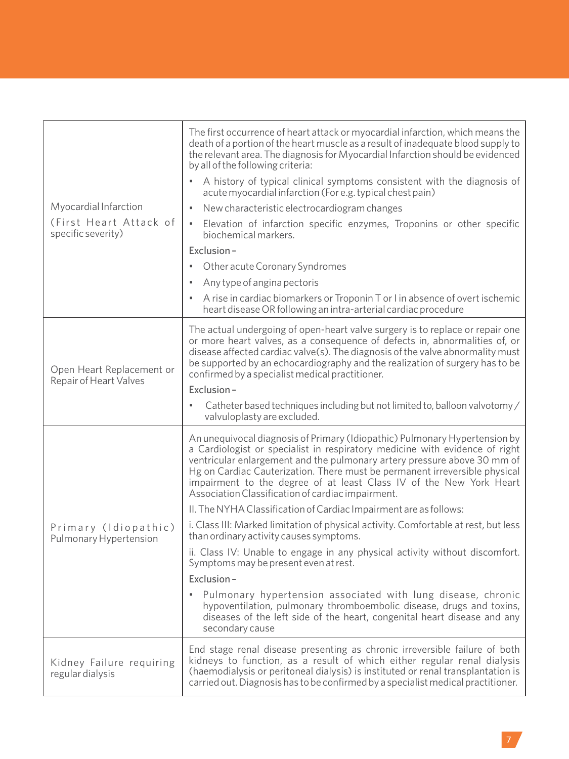| | |
|---|---|
| Myocardial Infarction<br>(First Heart Attack of specific severity) | The first occurrence of heart attack or myocardial infarction, which means the death of a portion of the heart muscle as a result of inadequate blood supply to the relevant area. The diagnosis for Myocardial Infarction should be evidenced by all of the following criteria:<br>• A history of typical clinical symptoms consistent with the diagnosis of acute myocardial infarction (For e.g. typical chest pain)<br>• New characteristic electrocardiogram changes<br>• Elevation of infarction specific enzymes, Troponins or other specific biochemical markers.<br>Exclusion –<br>• Other acute Coronary Syndromes<br>• Any type of angina pectoris<br>• A rise in cardiac biomarkers or Troponin T or I in absence of overt ischemic heart disease OR following an intra-arterial cardiac procedure |
| Open Heart Replacement or Repair of Heart Valves | The actual undergoing of open-heart valve surgery is to replace or repair one or more heart valves, as a consequence of defects in, abnormalities of, or disease affected cardiac valve(s). The diagnosis of the valve abnormality must be supported by an echocardiography and the realization of surgery has to be confirmed by a specialist medical practitioner.<br>Exclusion –<br>• Catheter based techniques including but not limited to, balloon valvotomy / valvuloplasty are excluded. |
| Primary (Idiopathic) Pulmonary Hypertension | An unequivocal diagnosis of Primary (Idiopathic) Pulmonary Hypertension by a Cardiologist or specialist in respiratory medicine with evidence of right ventricular enlargement and the pulmonary artery pressure above 30 mm of Hg on Cardiac Cauterization. There must be permanent irreversible physical impairment to the degree of at least Class IV of the New York Heart Association Classification of cardiac impairment.<br>II. The NYHA Classification of Cardiac Impairment are as follows:<br>i. Class III: Marked limitation of physical activity. Comfortable at rest, but less than ordinary activity causes symptoms.<br>ii. Class IV: Unable to engage in any physical activity without discomfort. Symptoms may be present even at rest.<br>Exclusion –<br>• Pulmonary hypertension associated with lung disease, chronic hypoventilation, pulmonary thromboembolic disease, drugs and toxins, diseases of the left side of the heart, congenital heart disease and any secondary cause |
| Kidney Failure requiring regular dialysis | End stage renal disease presenting as chronic irreversible failure of both kidneys to function, as a result of which either regular renal dialysis (haemodialysis or peritoneal dialysis) is instituted or renal transplantation is carried out. Diagnosis has to be confirmed by a specialist medical practitioner. |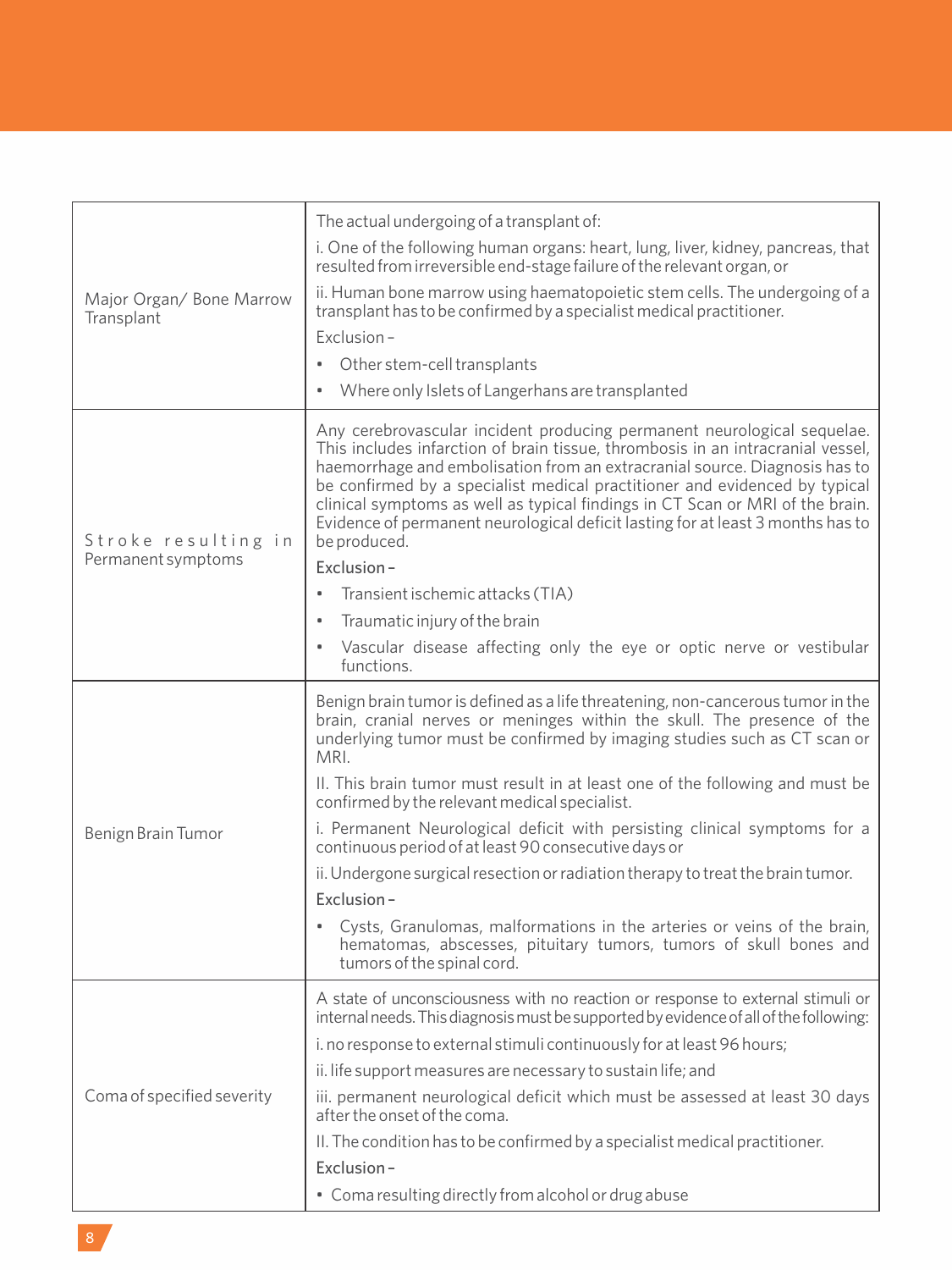| | |
|---|---|
| Major Organ/ Bone Marrow Transplant | The actual undergoing of a transplant of:<br>i. One of the following human organs: heart, lung, liver, kidney, pancreas, that resulted from irreversible end-stage failure of the relevant organ, or<br>ii. Human bone marrow using haematopoietic stem cells. The undergoing of a transplant has to be confirmed by a specialist medical practitioner.<br>Exclusion –<br>• Other stem-cell transplants<br>• Where only Islets of Langerhans are transplanted |
| Stroke resulting in Permanent symptoms | Any cerebrovascular incident producing permanent neurological sequelae. This includes infarction of brain tissue, thrombosis in an intracranial vessel, haemorrhage and embolisation from an extracranial source. Diagnosis has to be confirmed by a specialist medical practitioner and evidenced by typical clinical symptoms as well as typical findings in CT Scan or MRI of the brain. Evidence of permanent neurological deficit lasting for at least 3 months has to be produced.<br>Exclusion –<br>• Transient ischemic attacks (TIA)<br>• Traumatic injury of the brain<br>• Vascular disease affecting only the eye or optic nerve or vestibular functions. |
| Benign Brain Tumor | Benign brain tumor is defined as a life threatening, non-cancerous tumor in the brain, cranial nerves or meninges within the skull. The presence of the underlying tumor must be confirmed by imaging studies such as CT scan or MRI.<br>II. This brain tumor must result in at least one of the following and must be confirmed by the relevant medical specialist.<br>i. Permanent Neurological deficit with persisting clinical symptoms for a continuous period of at least 90 consecutive days or<br>ii. Undergone surgical resection or radiation therapy to treat the brain tumor.<br>Exclusion –<br>• Cysts, Granulomas, malformations in the arteries or veins of the brain, hematomas, abscesses, pituitary tumors, tumors of skull bones and tumors of the spinal cord. |
| Coma of specified severity | A state of unconsciousness with no reaction or response to external stimuli or internal needs. This diagnosis must be supported by evidence of all of the following:<br>i. no response to external stimuli continuously for at least 96 hours;<br>ii. life support measures are necessary to sustain life; and<br>iii. permanent neurological deficit which must be assessed at least 30 days after the onset of the coma.<br>II. The condition has to be confirmed by a specialist medical practitioner.<br>Exclusion –<br>• Coma resulting directly from alcohol or drug abuse |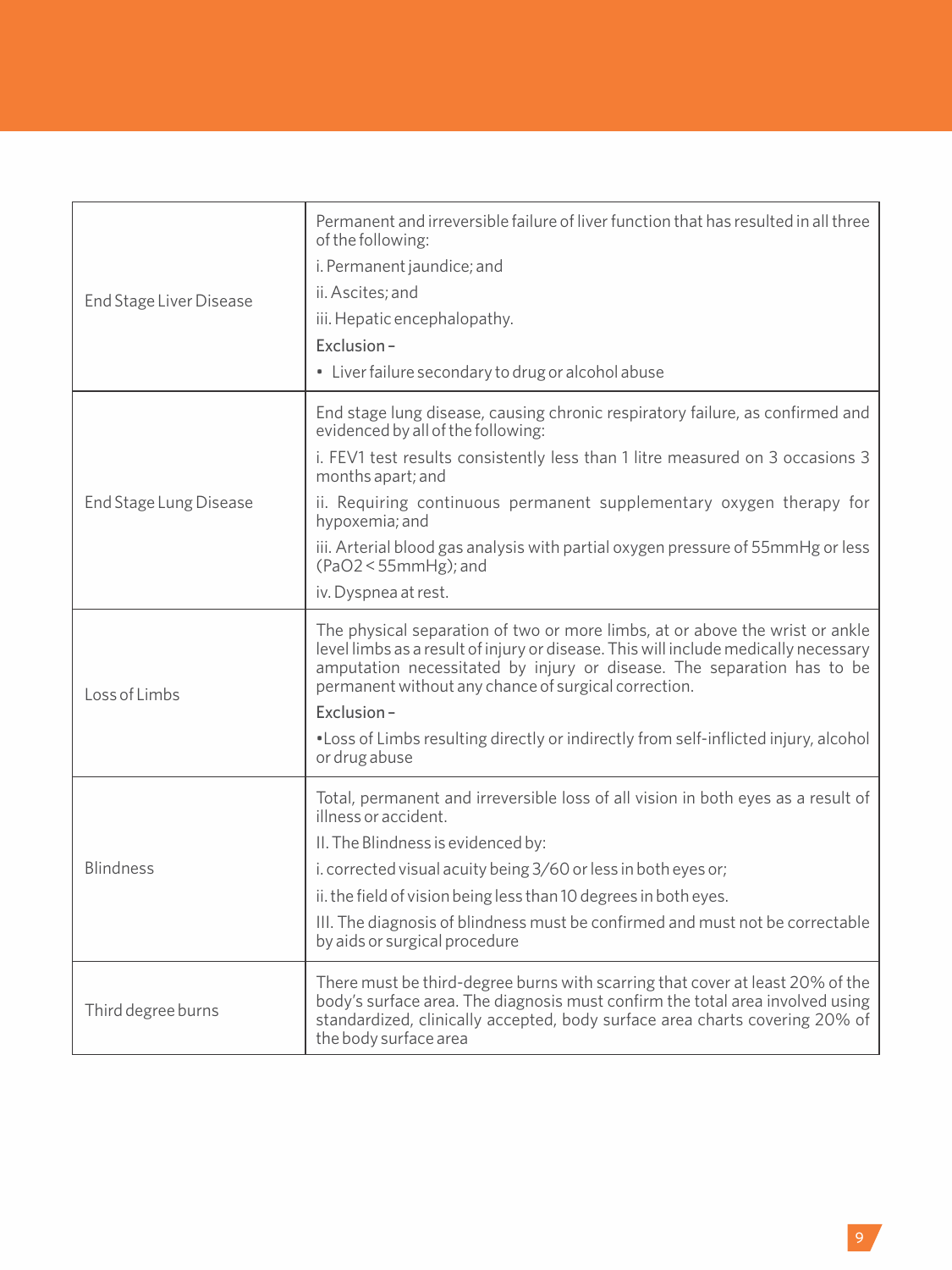| | |
|---|---|
| End Stage Liver Disease | Permanent and irreversible failure of liver function that has resulted in all three of the following:<br>i. Permanent jaundice; and<br>ii. Ascites; and<br>iii. Hepatic encephalopathy.<br>Exclusion –<br>• Liver failure secondary to drug or alcohol abuse |
| End Stage Lung Disease | End stage lung disease, causing chronic respiratory failure, as confirmed and evidenced by all of the following:<br>i. FEV1 test results consistently less than 1 litre measured on 3 occasions 3 months apart; and<br>ii. Requiring continuous permanent supplementary oxygen therapy for hypoxemia; and<br>iii. Arterial blood gas analysis with partial oxygen pressure of 55mmHg or less ($PaO_2 < 55mmHg$); and<br>iv. Dyspnea at rest. |
| Loss of Limbs | The physical separation of two or more limbs, at or above the wrist or ankle level limbs as a result of injury or disease. This will include medically necessary amputation necessitated by injury or disease. The separation has to be permanent without any chance of surgical correction.<br>Exclusion –<br>•Loss of Limbs resulting directly or indirectly from self-inflicted injury, alcohol or drug abuse |
| Blindness | Total, permanent and irreversible loss of all vision in both eyes as a result of illness or accident.<br>II. The Blindness is evidenced by:<br>i. corrected visual acuity being 3/60 or less in both eyes or;<br>ii. the field of vision being less than 10 degrees in both eyes.<br>III. The diagnosis of blindness must be confirmed and must not be correctable by aids or surgical procedure |
| Third degree burns | There must be third-degree burns with scarring that cover at least 20% of the body's surface area. The diagnosis must confirm the total area involved using standardized, clinically accepted, body surface area charts covering 20% of the body surface area |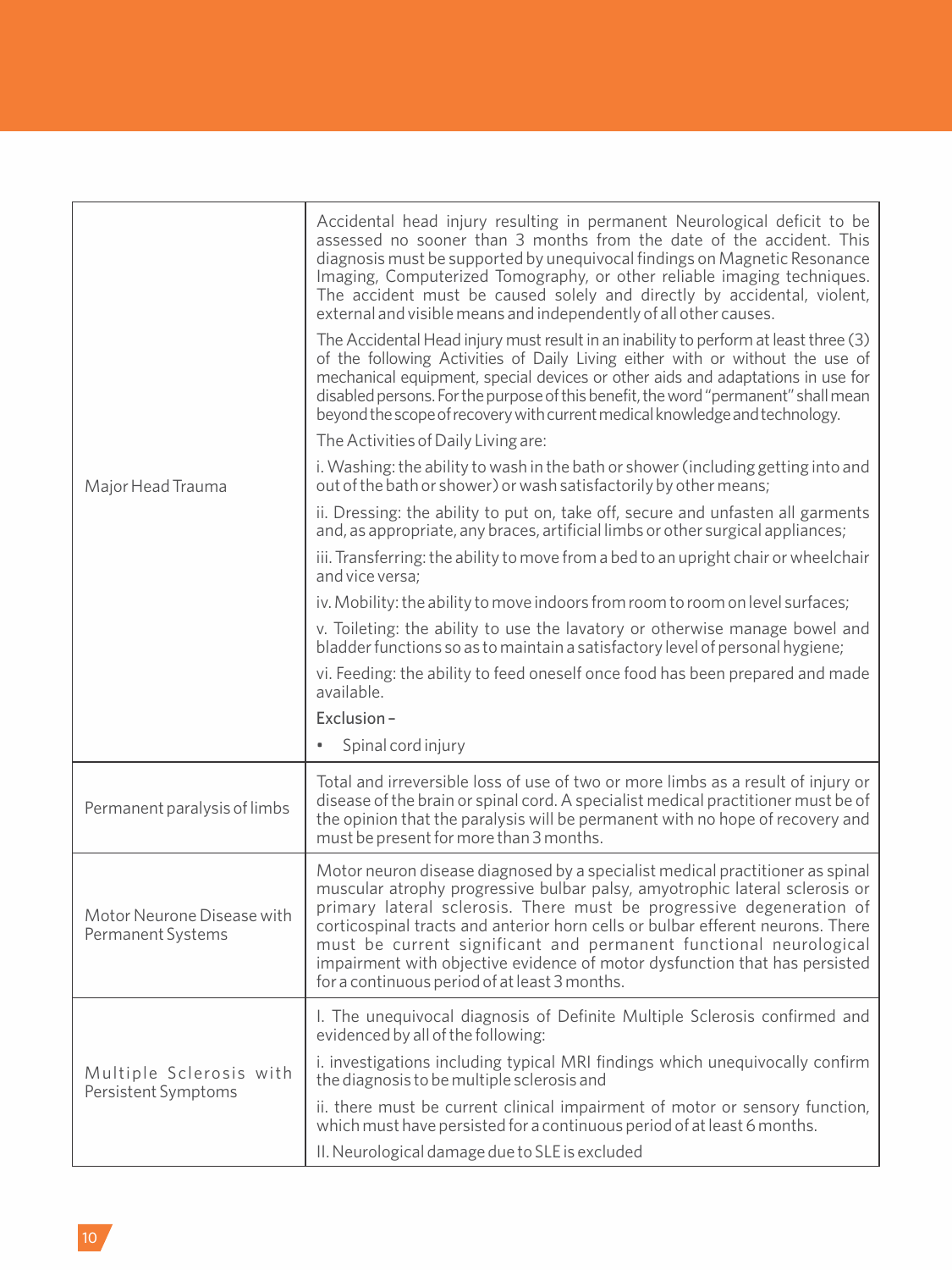| | |
|---|---|
| Major Head Trauma | Accidental head injury resulting in permanent Neurological deficit to be assessed no sooner than 3 months from the date of the accident. This diagnosis must be supported by unequivocal findings on Magnetic Resonance Imaging, Computerized Tomography, or other reliable imaging techniques. The accident must be caused solely and directly by accidental, violent, external and visible means and independently of all other causes.<br><br>The Accidental Head injury must result in an inability to perform at least three (3) of the following Activities of Daily Living either with or without the use of mechanical equipment, special devices or other aids and adaptations in use for disabled persons. For the purpose of this benefit, the word "permanent" shall mean beyond the scope of recovery with current medical knowledge and technology.<br><br>The Activities of Daily Living are:<br><br>i. Washing: the ability to wash in the bath or shower (including getting into and out of the bath or shower) or wash satisfactorily by other means;<br><br>ii. Dressing: the ability to put on, take off, secure and unfasten all garments and, as appropriate, any braces, artificial limbs or other surgical appliances;<br><br>iii. Transferring: the ability to move from a bed to an upright chair or wheelchair and vice versa;<br><br>iv. Mobility: the ability to move indoors from room to room on level surfaces;<br><br>v. Toileting: the ability to use the lavatory or otherwise manage bowel and bladder functions so as to maintain a satisfactory level of personal hygiene;<br><br>vi. Feeding: the ability to feed oneself once food has been prepared and made available.<br><br>Exclusion –<br><br>• Spinal cord injury |
| Permanent paralysis of limbs | Total and irreversible loss of use of two or more limbs as a result of injury or disease of the brain or spinal cord. A specialist medical practitioner must be of the opinion that the paralysis will be permanent with no hope of recovery and must be present for more than 3 months. |
| Motor Neurone Disease with Permanent Systems | Motor neuron disease diagnosed by a specialist medical practitioner as spinal muscular atrophy progressive bulbar palsy, amyotrophic lateral sclerosis or primary lateral sclerosis. There must be progressive degeneration of corticospinal tracts and anterior horn cells or bulbar efferent neurons. There must be current significant and permanent functional neurological impairment with objective evidence of motor dysfunction that has persisted for a continuous period of at least 3 months. |
| Multiple Sclerosis with Persistent Symptoms | I. The unequivocal diagnosis of Definite Multiple Sclerosis confirmed and evidenced by all of the following:<br><br>i. investigations including typical MRI findings which unequivocally confirm the diagnosis to be multiple sclerosis and<br><br>ii. there must be current clinical impairment of motor or sensory function, which must have persisted for a continuous period of at least 6 months.<br><br>II. Neurological damage due to SLE is excluded |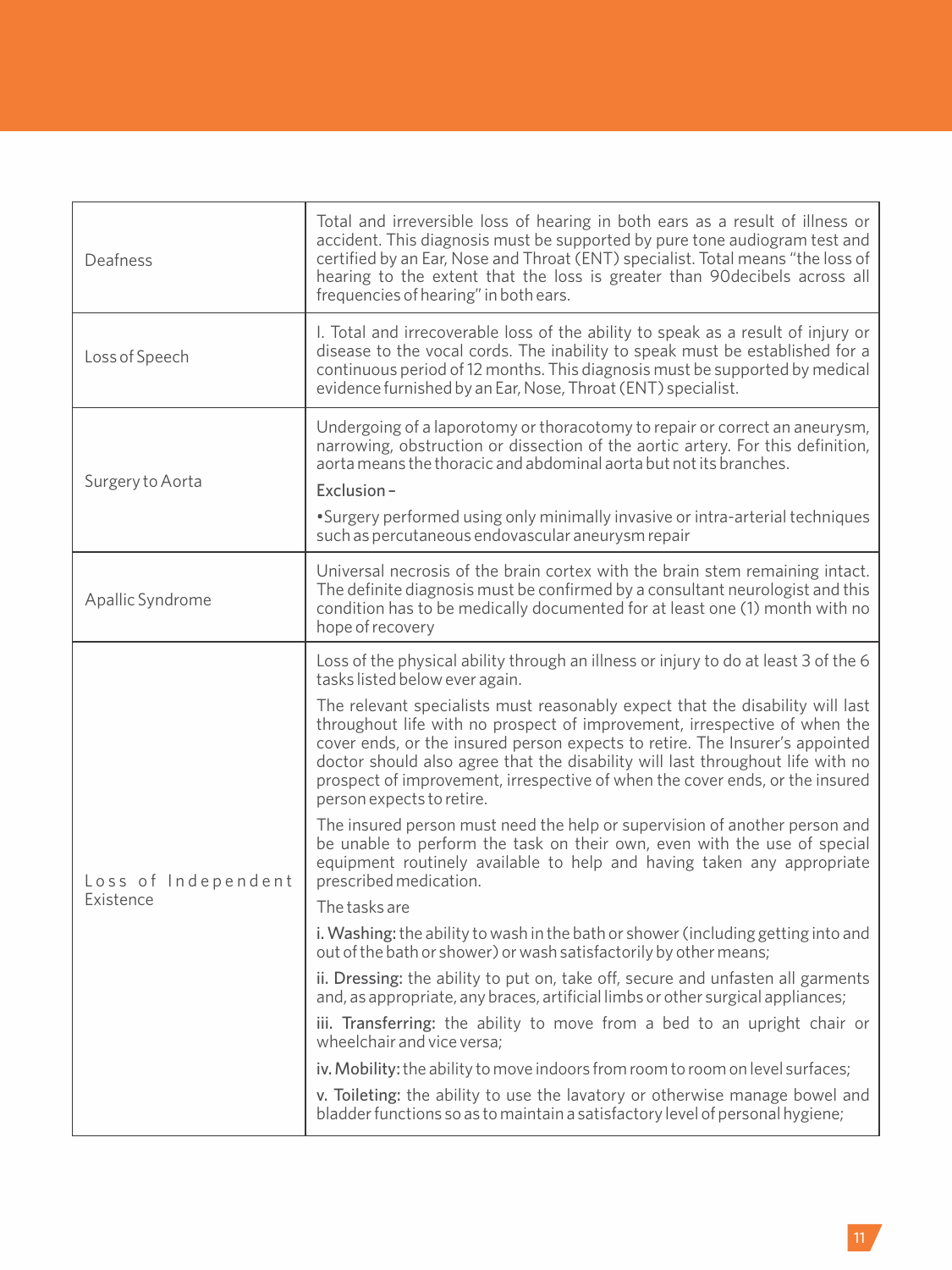| | |
|---|---|
| Deafness | Total and irreversible loss of hearing in both ears as a result of illness or accident. This diagnosis must be supported by pure tone audiogram test and certified by an Ear, Nose and Throat (ENT) specialist. Total means "the loss of hearing to the extent that the loss is greater than 90decibels across all frequencies of hearing" in both ears. |
| Loss of Speech | I. Total and irrecoverable loss of the ability to speak as a result of injury or disease to the vocal cords. The inability to speak must be established for a continuous period of 12 months. This diagnosis must be supported by medical evidence furnished by an Ear, Nose, Throat (ENT) specialist. |
| Surgery to Aorta | Undergoing of a laporotomy or thoracotomy to repair or correct an aneurysm, narrowing, obstruction or dissection of the aortic artery. For this definition, aorta means the thoracic and abdominal aorta but not its branches.<br><br>Exclusion –<br><br>•Surgery performed using only minimally invasive or intra-arterial techniques such as percutaneous endovascular aneurysm repair |
| Apallic Syndrome | Universal necrosis of the brain cortex with the brain stem remaining intact. The definite diagnosis must be confirmed by a consultant neurologist and this condition has to be medically documented for at least one (1) month with no hope of recovery |
| Loss of Independent Existence | Loss of the physical ability through an illness or injury to do at least 3 of the 6 tasks listed below ever again.<br><br>The relevant specialists must reasonably expect that the disability will last throughout life with no prospect of improvement, irrespective of when the cover ends, or the insured person expects to retire. The Insurer's appointed doctor should also agree that the disability will last throughout life with no prospect of improvement, irrespective of when the cover ends, or the insured person expects to retire.<br><br>The insured person must need the help or supervision of another person and be unable to perform the task on their own, even with the use of special equipment routinely available to help and having taken any appropriate prescribed medication.<br><br>The tasks are<br><br>i. Washing: the ability to wash in the bath or shower (including getting into and out of the bath or shower) or wash satisfactorily by other means;<br><br>ii. Dressing: the ability to put on, take off, secure and unfasten all garments and, as appropriate, any braces, artificial limbs or other surgical appliances;<br><br>iii. Transferring: the ability to move from a bed to an upright chair or wheelchair and vice versa;<br><br>iv. Mobility: the ability to move indoors from room to room on level surfaces;<br><br>v. Toileting: the ability to use the lavatory or otherwise manage bowel and bladder functions so as to maintain a satisfactory level of personal hygiene; |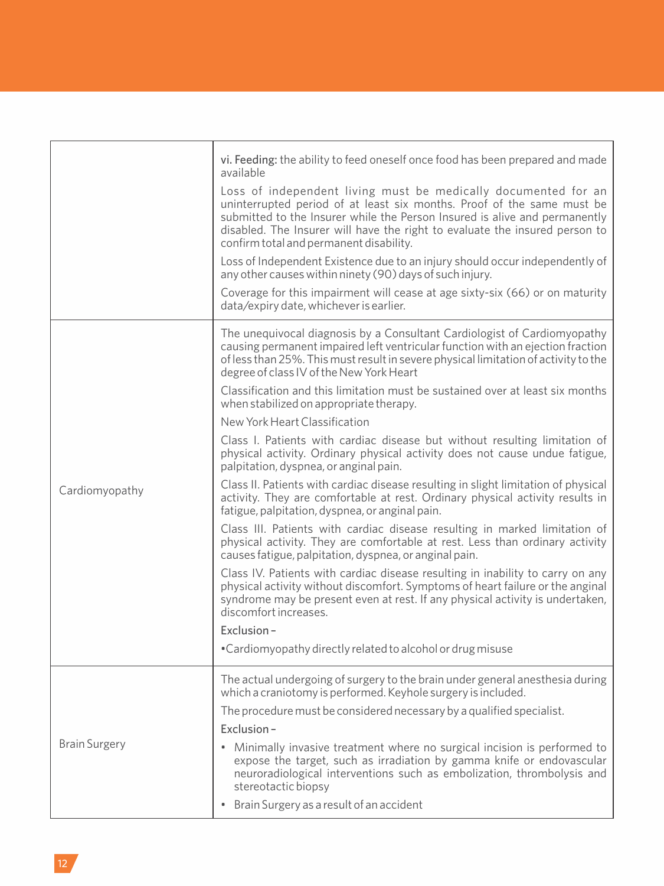| | |
|---|---|
| | **vi. Feeding:** the ability to feed oneself once food has been prepared and made available<br><br>Loss of independent living must be medically documented for an uninterrupted period of at least six months. Proof of the same must be submitted to the Insurer while the Person Insured is alive and permanently disabled. The Insurer will have the right to evaluate the insured person to confirm total and permanent disability.<br><br>Loss of Independent Existence due to an injury should occur independently of any other causes within ninety (90) days of such injury.<br><br>Coverage for this impairment will cease at age sixty-six (66) or on maturity data/expiry date, whichever is earlier. |
| Cardiomyopathy | The unequivocal diagnosis by a Consultant Cardiologist of Cardiomyopathy causing permanent impaired left ventricular function with an ejection fraction of less than 25%. This must result in severe physical limitation of activity to the degree of class IV of the New York Heart<br><br>Classification and this limitation must be sustained over at least six months when stabilized on appropriate therapy.<br><br>New York Heart Classification<br><br>Class I. Patients with cardiac disease but without resulting limitation of physical activity. Ordinary physical activity does not cause undue fatigue, palpitation, dyspnea, or anginal pain.<br><br>Class II. Patients with cardiac disease resulting in slight limitation of physical activity. They are comfortable at rest. Ordinary physical activity results in fatigue, palpitation, dyspnea, or anginal pain.<br><br>Class III. Patients with cardiac disease resulting in marked limitation of physical activity. They are comfortable at rest. Less than ordinary activity causes fatigue, palpitation, dyspnea, or anginal pain.<br><br>Class IV. Patients with cardiac disease resulting in inability to carry on any physical activity without discomfort. Symptoms of heart failure or the anginal syndrome may be present even at rest. If any physical activity is undertaken, discomfort increases.<br><br>Exclusion –<br><br>•Cardiomyopathy directly related to alcohol or drug misuse |
| Brain Surgery | The actual undergoing of surgery to the brain under general anesthesia during which a craniotomy is performed. Keyhole surgery is included.<br><br>The procedure must be considered necessary by a qualified specialist.<br><br>Exclusion –<br><br>• Minimally invasive treatment where no surgical incision is performed to expose the target, such as irradiation by gamma knife or endovascular neuroradiological interventions such as embolization, thrombolysis and stereotactic biopsy<br><br>• Brain Surgery as a result of an accident |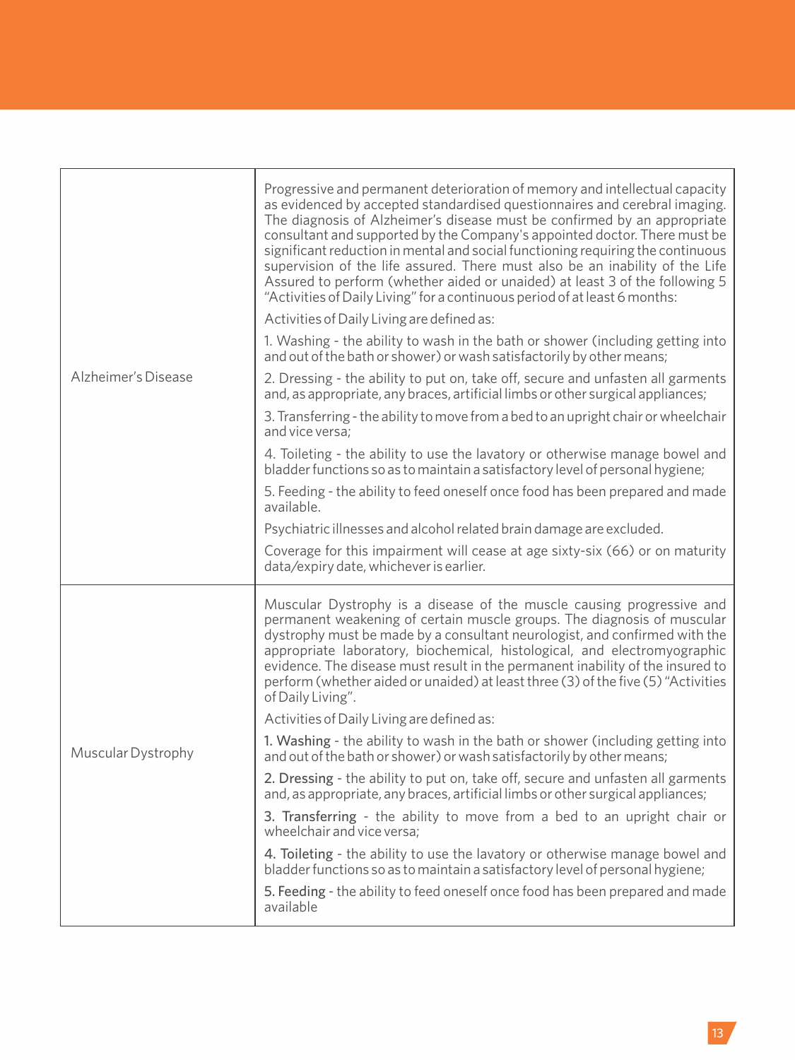| | |
|---|---|
| Alzheimer's Disease | Progressive and permanent deterioration of memory and intellectual capacity as evidenced by accepted standardised questionnaires and cerebral imaging. The diagnosis of Alzheimer's disease must be confirmed by an appropriate consultant and supported by the Company's appointed doctor. There must be significant reduction in mental and social functioning requiring the continuous supervision of the life assured. There must also be an inability of the Life Assured to perform (whether aided or unaided) at least 3 of the following 5 "Activities of Daily Living" for a continuous period of at least 6 months:<br><br>Activities of Daily Living are defined as:<br><br>1. Washing - the ability to wash in the bath or shower (including getting into and out of the bath or shower) or wash satisfactorily by other means;<br><br>2. Dressing - the ability to put on, take off, secure and unfasten all garments and, as appropriate, any braces, artificial limbs or other surgical appliances;<br><br>3. Transferring - the ability to move from a bed to an upright chair or wheelchair and vice versa;<br><br>4. Toileting - the ability to use the lavatory or otherwise manage bowel and bladder functions so as to maintain a satisfactory level of personal hygiene;<br><br>5. Feeding - the ability to feed oneself once food has been prepared and made available.<br><br>Psychiatric illnesses and alcohol related brain damage are excluded.<br><br>Coverage for this impairment will cease at age sixty-six (66) or on maturity data/expiry date, whichever is earlier. |
| Muscular Dystrophy | Muscular Dystrophy is a disease of the muscle causing progressive and permanent weakening of certain muscle groups. The diagnosis of muscular dystrophy must be made by a consultant neurologist, and confirmed with the appropriate laboratory, biochemical, histological, and electromyographic evidence. The disease must result in the permanent inability of the insured to perform (whether aided or unaided) at least three (3) of the five (5) "Activities of Daily Living".<br><br>Activities of Daily Living are defined as:<br><br>1. Washing - the ability to wash in the bath or shower (including getting into and out of the bath or shower) or wash satisfactorily by other means;<br><br>2. Dressing - the ability to put on, take off, secure and unfasten all garments and, as appropriate, any braces, artificial limbs or other surgical appliances;<br><br>3. Transferring - the ability to move from a bed to an upright chair or wheelchair and vice versa;<br><br>4. Toileting - the ability to use the lavatory or otherwise manage bowel and bladder functions so as to maintain a satisfactory level of personal hygiene;<br><br>5. Feeding - the ability to feed oneself once food has been prepared and made available |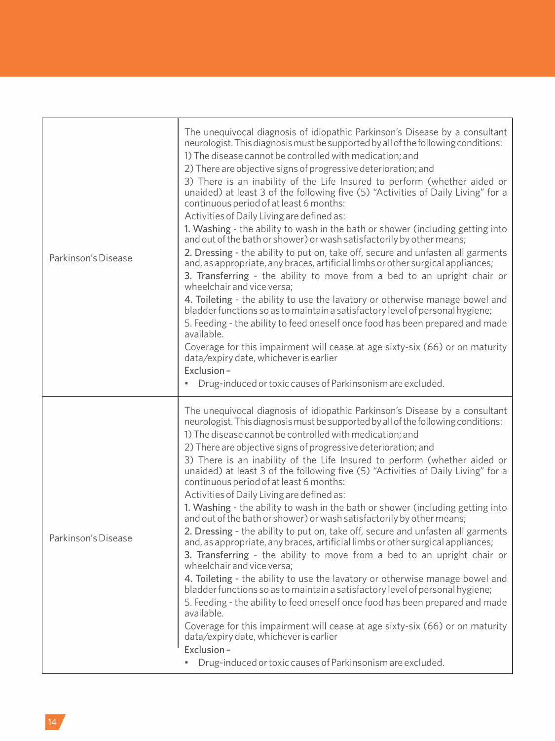| | |
|---|---|
| Parkinson's Disease | The unequivocal diagnosis of idiopathic Parkinson's Disease by a consultant neurologist. This diagnosis must be supported by all of the following conditions:<br>1) The disease cannot be controlled with medication; and<br>2) There are objective signs of progressive deterioration; and<br>3) There is an inability of the Life Insured to perform (whether aided or unaided) at least 3 of the following five (5) "Activities of Daily Living" for a continuous period of at least 6 months:<br>Activities of Daily Living are defined as:<br>1. Washing - the ability to wash in the bath or shower (including getting into and out of the bath or shower) or wash satisfactorily by other means;<br>2. Dressing - the ability to put on, take off, secure and unfasten all garments and, as appropriate, any braces, artificial limbs or other surgical appliances;<br>3. Transferring - the ability to move from a bed to an upright chair or wheelchair and vice versa;<br>4. Toileting - the ability to use the lavatory or otherwise manage bowel and bladder functions so as to maintain a satisfactory level of personal hygiene;<br>5. Feeding - the ability to feed oneself once food has been prepared and made available.<br>Coverage for this impairment will cease at age sixty-six (66) or on maturity data/expiry date, whichever is earlier<br>Exclusion –<br>• Drug-induced or toxic causes of Parkinsonism are excluded. |
| Parkinson's Disease | The unequivocal diagnosis of idiopathic Parkinson's Disease by a consultant neurologist. This diagnosis must be supported by all of the following conditions:<br>1) The disease cannot be controlled with medication; and<br>2) There are objective signs of progressive deterioration; and<br>3) There is an inability of the Life Insured to perform (whether aided or unaided) at least 3 of the following five (5) "Activities of Daily Living" for a continuous period of at least 6 months:<br>Activities of Daily Living are defined as:<br>1. Washing - the ability to wash in the bath or shower (including getting into and out of the bath or shower) or wash satisfactorily by other means;<br>2. Dressing - the ability to put on, take off, secure and unfasten all garments and, as appropriate, any braces, artificial limbs or other surgical appliances;<br>3. Transferring - the ability to move from a bed to an upright chair or wheelchair and vice versa;<br>4. Toileting - the ability to use the lavatory or otherwise manage bowel and bladder functions so as to maintain a satisfactory level of personal hygiene;<br>5. Feeding - the ability to feed oneself once food has been prepared and made available.<br>Coverage for this impairment will cease at age sixty-six (66) or on maturity data/expiry date, whichever is earlier<br>Exclusion –<br>• Drug-induced or toxic causes of Parkinsonism are excluded. |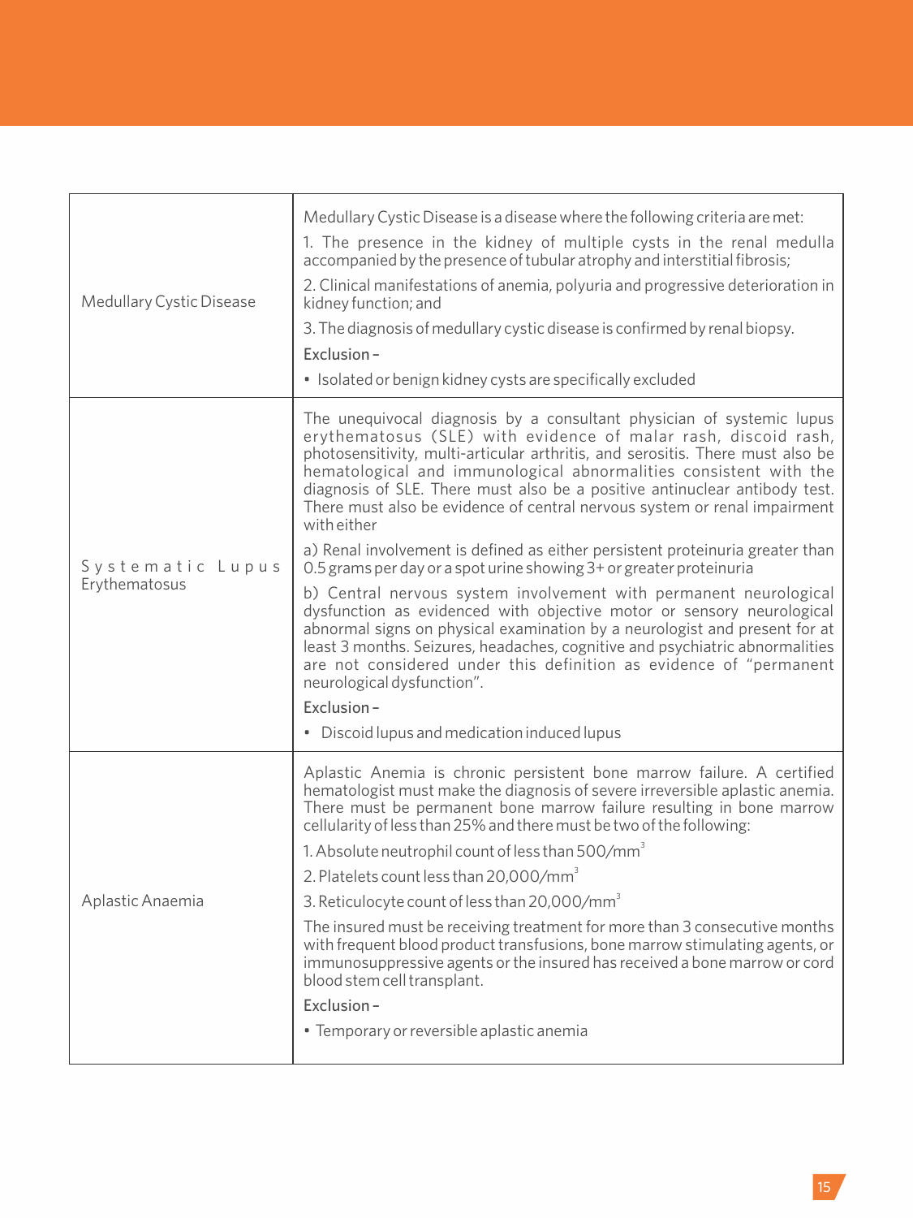| | |
|---|---|
| Medullary Cystic Disease | Medullary Cystic Disease is a disease where the following criteria are met:<br>1. The presence in the kidney of multiple cysts in the renal medulla accompanied by the presence of tubular atrophy and interstitial fibrosis;<br>2. Clinical manifestations of anemia, polyuria and progressive deterioration in kidney function; and<br>3. The diagnosis of medullary cystic disease is confirmed by renal biopsy.<br>Exclusion –<br>• Isolated or benign kidney cysts are specifically excluded |
| Systematic Lupus Erythematosus | The unequivocal diagnosis by a consultant physician of systemic lupus erythematosus (SLE) with evidence of malar rash, discoid rash, photosensitivity, multi-articular arthritis, and serositis. There must also be hematological and immunological abnormalities consistent with the diagnosis of SLE. There must also be a positive antinuclear antibody test. There must also be evidence of central nervous system or renal impairment with either<br>a) Renal involvement is defined as either persistent proteinuria greater than 0.5 grams per day or a spot urine showing 3+ or greater proteinuria<br>b) Central nervous system involvement with permanent neurological dysfunction as evidenced with objective motor or sensory neurological abnormal signs on physical examination by a neurologist and present for at least 3 months. Seizures, headaches, cognitive and psychiatric abnormalities are not considered under this definition as evidence of "permanent neurological dysfunction".<br>Exclusion –<br>• Discoid lupus and medication induced lupus |
| Aplastic Anaemia | Aplastic Anemia is chronic persistent bone marrow failure. A certified hematologist must make the diagnosis of severe irreversible aplastic anemia. There must be permanent bone marrow failure resulting in bone marrow cellularity of less than 25% and there must be two of the following:<br>1. Absolute neutrophil count of less than $500/mm^3$<br>2. Platelets count less than $20,000/mm^3$<br>3. Reticulocyte count of less than $20,000/mm^3$<br>The insured must be receiving treatment for more than 3 consecutive months with frequent blood product transfusions, bone marrow stimulating agents, or immunosuppressive agents or the insured has received a bone marrow or cord blood stem cell transplant.<br>Exclusion –<br>• Temporary or reversible aplastic anemia |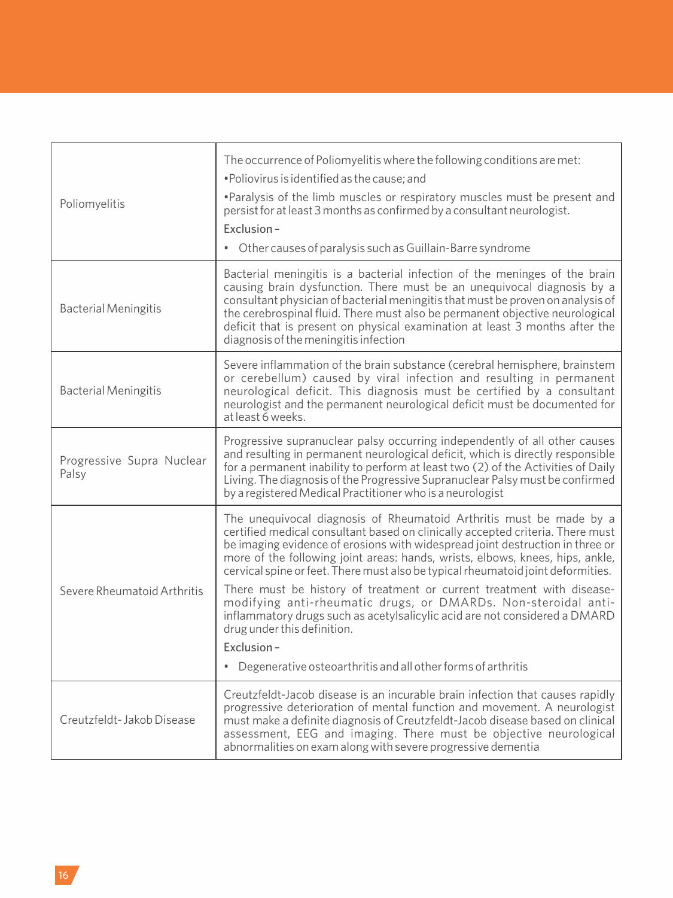| | |
|---|---|
| Poliomyelitis | The occurrence of Poliomyelitis where the following conditions are met:<br>•Poliovirus is identified as the cause; and<br>•Paralysis of the limb muscles or respiratory muscles must be present and persist for at least 3 months as confirmed by a consultant neurologist.<br>Exclusion –<br>• Other causes of paralysis such as Guillain-Barre syndrome |
| Bacterial Meningitis | Bacterial meningitis is a bacterial infection of the meninges of the brain causing brain dysfunction. There must be an unequivocal diagnosis by a consultant physician of bacterial meningitis that must be proven on analysis of the cerebrospinal fluid. There must also be permanent objective neurological deficit that is present on physical examination at least 3 months after the diagnosis of the meningitis infection |
| Bacterial Meningitis | Severe inflammation of the brain substance (cerebral hemisphere, brainstem or cerebellum) caused by viral infection and resulting in permanent neurological deficit. This diagnosis must be certified by a consultant neurologist and the permanent neurological deficit must be documented for at least 6 weeks. |
| Progressive Supra Nuclear Palsy | Progressive supranuclear palsy occurring independently of all other causes and resulting in permanent neurological deficit, which is directly responsible for a permanent inability to perform at least two (2) of the Activities of Daily Living. The diagnosis of the Progressive Supranuclear Palsy must be confirmed by a registered Medical Practitioner who is a neurologist |
| Severe Rheumatoid Arthritis | The unequivocal diagnosis of Rheumatoid Arthritis must be made by a certified medical consultant based on clinically accepted criteria. There must be imaging evidence of erosions with widespread joint destruction in three or more of the following joint areas: hands, wrists, elbows, knees, hips, ankle, cervical spine or feet. There must also be typical rheumatoid joint deformities.<br>There must be history of treatment or current treatment with disease-modifying anti-rheumatic drugs, or DMARDs. Non-steroidal anti-inflammatory drugs such as acetylsalicylic acid are not considered a DMARD drug under this definition.<br>Exclusion –<br>• Degenerative osteoarthritis and all other forms of arthritis |
| Creutzfeldt- Jakob Disease | Creutzfeldt-Jacob disease is an incurable brain infection that causes rapidly progressive deterioration of mental function and movement. A neurologist must make a definite diagnosis of Creutzfeldt-Jacob disease based on clinical assessment, EEG and imaging. There must be objective neurological abnormalities on exam along with severe progressive dementia |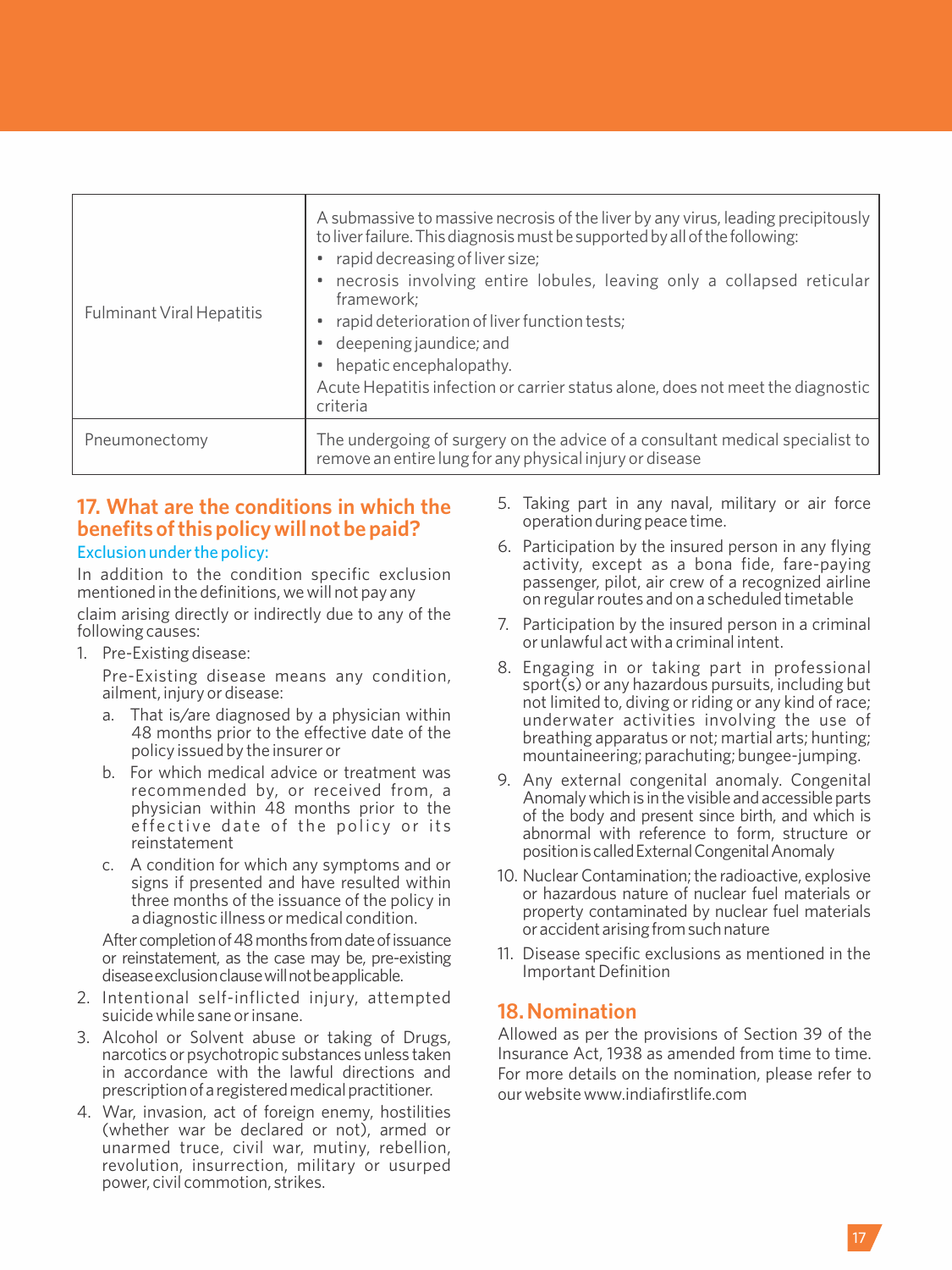| | |
|---|---|
| Fulminant Viral Hepatitis | A submassive to massive necrosis of the liver by any virus, leading precipitously to liver failure. This diagnosis must be supported by all of the following:<br>• rapid decreasing of liver size;<br>• necrosis involving entire lobules, leaving only a collapsed reticular framework;<br>• rapid deterioration of liver function tests;<br>• deepening jaundice; and<br>• hepatic encephalopathy.<br>Acute Hepatitis infection or carrier status alone, does not meet the diagnostic criteria |
| Pneumonectomy | The undergoing of surgery on the advice of a consultant medical specialist to remove an entire lung for any physical injury or disease |

## 17. What are the conditions in which the benefits of this policy will not be paid?

### Exclusion under the policy:

In addition to the condition specific exclusion mentioned in the definitions, we will not pay any claim arising directly or indirectly due to any of the following causes:

1. Pre-Existing disease:

   Pre-Existing disease means any condition, ailment, injury or disease:

   a. That is/are diagnosed by a physician within 48 months prior to the effective date of the policy issued by the insurer or

   b. For which medical advice or treatment was recommended by, or received from, a physician within 48 months prior to the effective date of the policy or its reinstatement

   c. A condition for which any symptoms and or signs if presented and have resulted within three months of the issuance of the policy in a diagnostic illness or medical condition.

   After completion of 48 months from date of issuance or reinstatement, as the case may be, pre-existing disease exclusion clause will not be applicable.

2. Intentional self-inflicted injury, attempted suicide while sane or insane.
3. Alcohol or Solvent abuse or taking of Drugs, narcotics or psychotropic substances unless taken in accordance with the lawful directions and prescription of a registered medical practitioner.
4. War, invasion, act of foreign enemy, hostilities (whether war be declared or not), armed or unarmed truce, civil war, mutiny, rebellion, revolution, insurrection, military or usurped power, civil commotion, strikes.
5. Taking part in any naval, military or air force operation during peace time.
6. Participation by the insured person in any flying activity, except as a bona fide, fare-paying passenger, pilot, air crew of a recognized airline on regular routes and on a scheduled timetable
7. Participation by the insured person in a criminal or unlawful act with a criminal intent.
8. Engaging in or taking part in professional sport(s) or any hazardous pursuits, including but not limited to, diving or riding or any kind of race; underwater activities involving the use of breathing apparatus or not; martial arts; hunting; mountaineering; parachuting; bungee-jumping.
9. Any external congenital anomaly. Congenital Anomaly which is in the visible and accessible parts of the body and present since birth, and which is abnormal with reference to form, structure or position is called External Congenital Anomaly
10. Nuclear Contamination; the radioactive, explosive or hazardous nature of nuclear fuel materials or property contaminated by nuclear fuel materials or accident arising from such nature
11. Disease specific exclusions as mentioned in the Important Definition

## 18. Nomination

Allowed as per the provisions of Section 39 of the Insurance Act, 1938 as amended from time to time. For more details on the nomination, please refer to our website www.indiafirstlife.com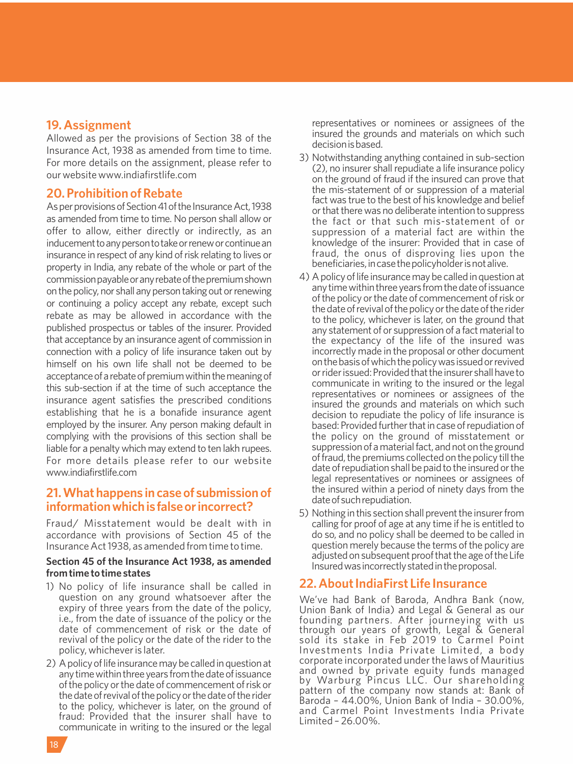## 19. Assignment

Allowed as per the provisions of Section 38 of the Insurance Act, 1938 as amended from time to time. For more details on the assignment, please refer to our website www.indiafirstlife.com

## 20. Prohibition of Rebate

As per provisions of Section 41 of the Insurance Act, 1938 as amended from time to time. No person shall allow or offer to allow, either directly or indirectly, as an inducement to any person to take or renew or continue an insurance in respect of any kind of risk relating to lives or property in India, any rebate of the whole or part of the commission payable or any rebate of the premium shown on the policy, nor shall any person taking out or renewing or continuing a policy accept any rebate, except such rebate as may be allowed in accordance with the published prospectus or tables of the insurer. Provided that acceptance by an insurance agent of commission in connection with a policy of life insurance taken out by himself on his own life shall not be deemed to be acceptance of a rebate of premium within the meaning of this sub-section if at the time of such acceptance the insurance agent satisfies the prescribed conditions establishing that he is a bonafide insurance agent employed by the insurer. Any person making default in complying with the provisions of this section shall be liable for a penalty which may extend to ten lakh rupees. For more details please refer to our website www.indiafirstlife.com

## 21. What happens in case of submission of information which is false or incorrect?

Fraud/ Misstatement would be dealt with in accordance with provisions of Section 45 of the Insurance Act 1938, as amended from time to time.

**Section 45 of the Insurance Act 1938, as amended from time to time states**

1) No policy of life insurance shall be called in question on any ground whatsoever after the expiry of three years from the date of the policy, i.e., from the date of issuance of the policy or the date of commencement of risk or the date of revival of the policy or the date of the rider to the policy, whichever is later.
2) A policy of life insurance may be called in question at any time within three years from the date of issuance of the policy or the date of commencement of risk or the date of revival of the policy or the date of the rider to the policy, whichever is later, on the ground of fraud: Provided that the insurer shall have to communicate in writing to the insured or the legal representatives or nominees or assignees of the insured the grounds and materials on which such decision is based.
3) Notwithstanding anything contained in sub-section (2), no insurer shall repudiate a life insurance policy on the ground of fraud if the insured can prove that the mis-statement of or suppression of a material fact was true to the best of his knowledge and belief or that there was no deliberate intention to suppress the fact or that such mis-statement of or suppression of a material fact are within the knowledge of the insurer: Provided that in case of fraud, the onus of disproving lies upon the beneficiaries, in case the policyholder is not alive.
4) A policy of life insurance may be called in question at any time within three years from the date of issuance of the policy or the date of commencement of risk or the date of revival of the policy or the date of the rider to the policy, whichever is later, on the ground that any statement of or suppression of a fact material to the expectancy of the life of the insured was incorrectly made in the proposal or other document on the basis of which the policy was issued or revived or rider issued: Provided that the insurer shall have to communicate in writing to the insured or the legal representatives or nominees or assignees of the insured the grounds and materials on which such decision to repudiate the policy of life insurance is based: Provided further that in case of repudiation of the policy on the ground of misstatement or suppression of a material fact, and not on the ground of fraud, the premiums collected on the policy till the date of repudiation shall be paid to the insured or the legal representatives or nominees or assignees of the insured within a period of ninety days from the date of such repudiation.
5) Nothing in this section shall prevent the insurer from calling for proof of age at any time if he is entitled to do so, and no policy shall be deemed to be called in question merely because the terms of the policy are adjusted on subsequent proof that the age of the Life Insured was incorrectly stated in the proposal.

## 22. About IndiaFirst Life Insurance

We've had Bank of Baroda, Andhra Bank (now, Union Bank of India) and Legal & General as our founding partners. After journeying with us through our years of growth, Legal & General sold its stake in Feb 2019 to Carmel Point Investments India Private Limited, a body corporate incorporated under the laws of Mauritius and owned by private equity funds managed by Warburg Pincus LLC. Our shareholding pattern of the company now stands at: Bank of Baroda – 44.00%, Union Bank of India – 30.00%, and Carmel Point Investments India Private Limited – 26.00%.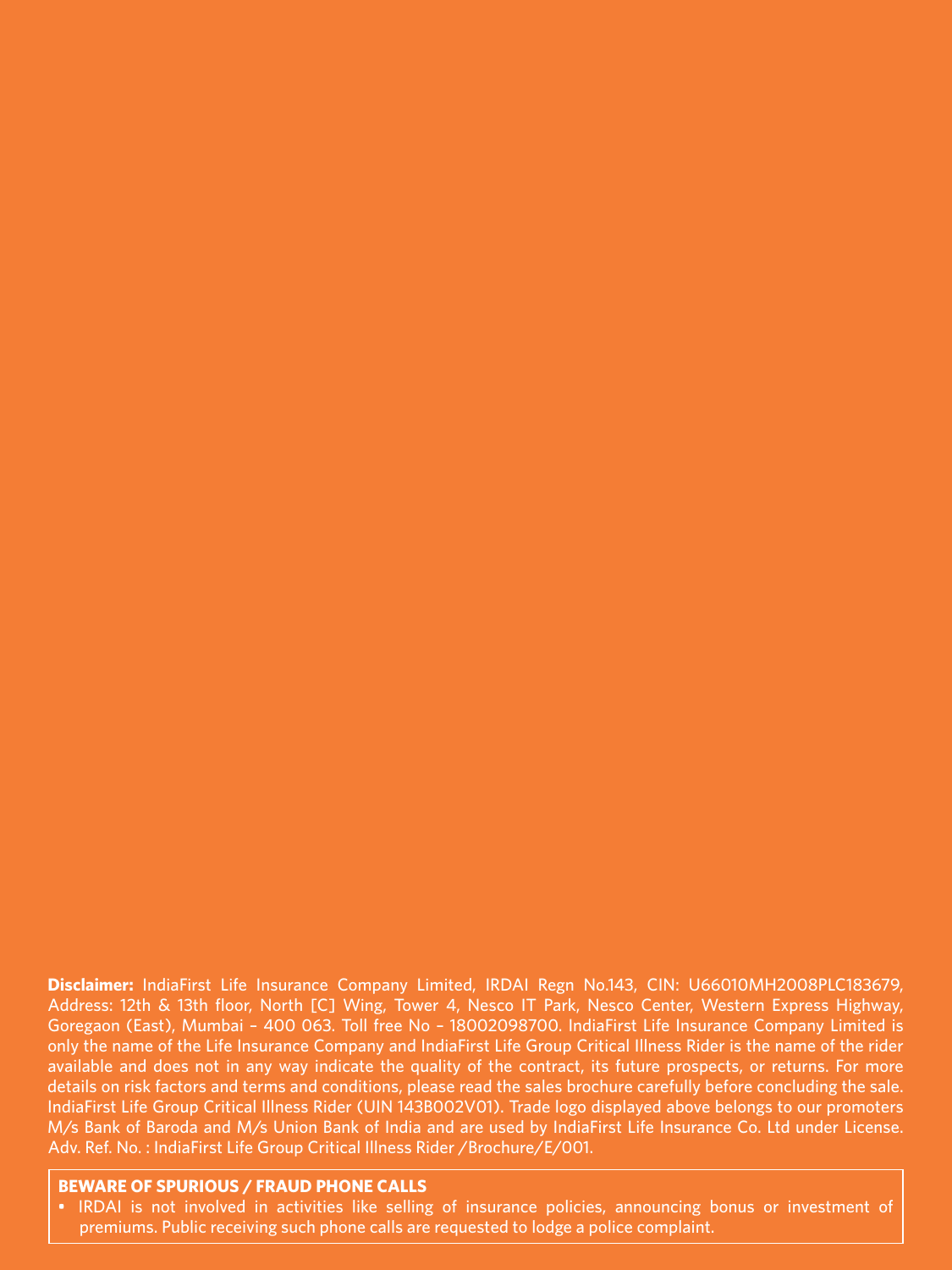**Disclaimer:** IndiaFirst Life Insurance Company Limited, IRDAI Regn No.143, CIN: U66010MH2008PLC183679, Address: 12th & 13th floor, North [C] Wing, Tower 4, Nesco IT Park, Nesco Center, Western Express Highway, Goregaon (East), Mumbai – 400 063. Toll free No – 18002098700. IndiaFirst Life Insurance Company Limited is only the name of the Life Insurance Company and IndiaFirst Life Group Critical Illness Rider is the name of the rider available and does not in any way indicate the quality of the contract, its future prospects, or returns. For more details on risk factors and terms and conditions, please read the sales brochure carefully before concluding the sale. IndiaFirst Life Group Critical Illness Rider (UIN 143B002V01). Trade logo displayed above belongs to our promoters M/s Bank of Baroda and M/s Union Bank of India and are used by IndiaFirst Life Insurance Co. Ltd under License. Adv. Ref. No. : IndiaFirst Life Group Critical Illness Rider /Brochure/E/001.

**BEWARE OF SPURIOUS / FRAUD PHONE CALLS**

- IRDAI is not involved in activities like selling of insurance policies, announcing bonus or investment of premiums. Public receiving such phone calls are requested to lodge a police complaint.